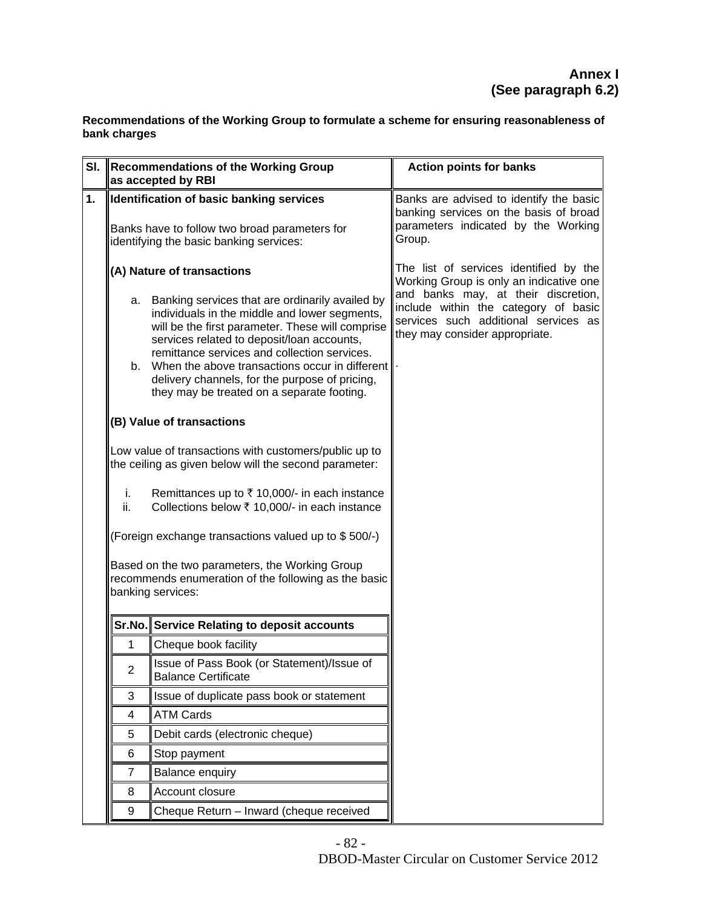**Annex I**
**(See paragraph 6.2)**

**Recommendations of the Working Group to formulate a scheme for ensuring reasonableness of bank charges**

| Sl. | Recommendations of the Working Group as accepted by RBI | Action points for banks |
|---|---|---|
| 1. | **Identification of basic banking services**<br><br>Banks have to follow two broad parameters for identifying the basic banking services:<br><br>**(A) Nature of transactions**<br><br>a. Banking services that are ordinarily availed by individuals in the middle and lower segments, will be the first parameter. These will comprise services related to deposit/loan accounts, remittance services and collection services.<br>b. When the above transactions occur in different delivery channels, for the purpose of pricing, they may be treated on a separate footing.<br><br>**(B) Value of transactions**<br><br>Low value of transactions with customers/public up to the ceiling as given below will the second parameter:<br><br>i. Remittances up to ₹ 10,000/- in each instance<br>ii. Collections below ₹ 10,000/- in each instance<br><br>(Foreign exchange transactions valued up to $ 500/-)<br><br>Based on the two parameters, the Working Group recommends enumeration of the following as the basic banking services: | Banks are advised to identify the basic banking services on the basis of broad parameters indicated by the Working Group.<br><br>The list of services identified by the Working Group is only an indicative one and banks may, at their discretion, include within the category of basic services such additional services as they may consider appropriate.<br><br>. |

| Sr.No. | Service Relating to deposit accounts |
|---|---|
| 1 | Cheque book facility |
| 2 | Issue of Pass Book (or Statement)/Issue of Balance Certificate |
| 3 | Issue of duplicate pass book or statement |
| 4 | ATM Cards |
| 5 | Debit cards (electronic cheque) |
| 6 | Stop payment |
| 7 | Balance enquiry |
| 8 | Account closure |
| 9 | Cheque Return – Inward (cheque received |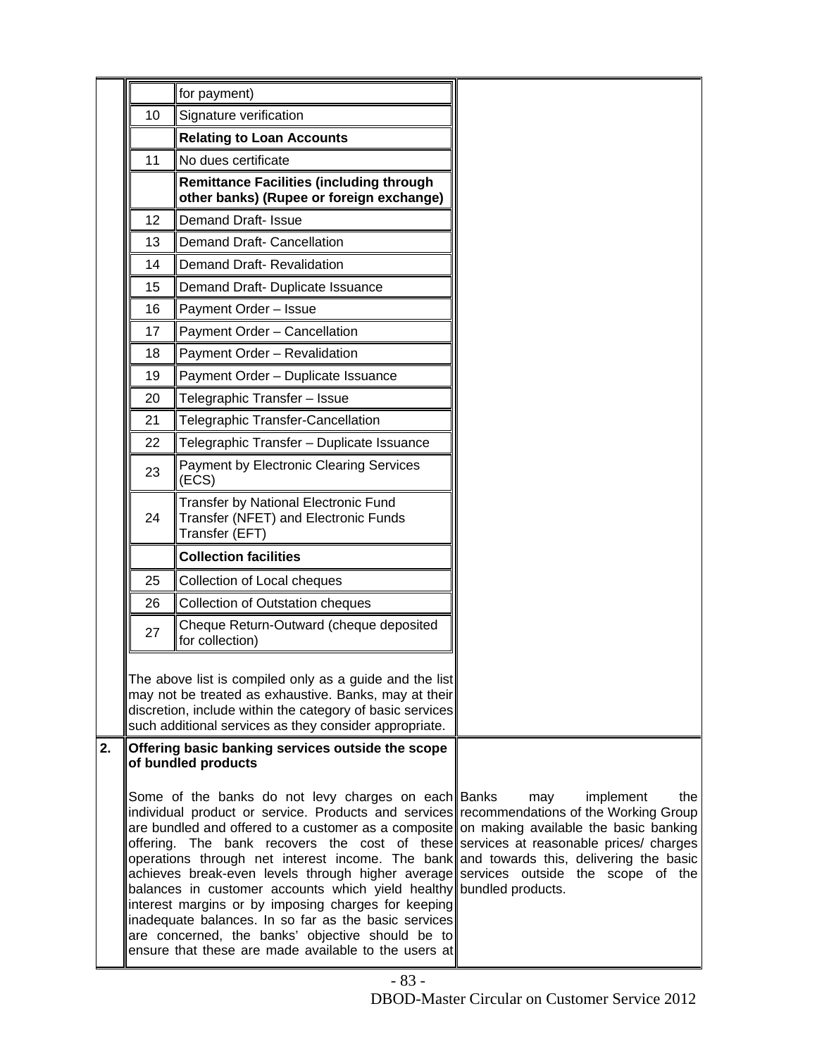| | | |
|---|---|---|
| | | for payment) |
| | 10 | Signature verification |
| | | **Relating to Loan Accounts** |
| | 11 | No dues certificate |
| | | **Remittance Facilities (including through other banks) (Rupee or foreign exchange)** |
| | 12 | Demand Draft- Issue |
| | 13 | Demand Draft- Cancellation |
| | 14 | Demand Draft- Revalidation |
| | 15 | Demand Draft- Duplicate Issuance |
| | 16 | Payment Order – Issue |
| | 17 | Payment Order – Cancellation |
| | 18 | Payment Order – Revalidation |
| | 19 | Payment Order – Duplicate Issuance |
| | 20 | Telegraphic Transfer – Issue |
| | 21 | Telegraphic Transfer-Cancellation |
| | 22 | Telegraphic Transfer – Duplicate Issuance |
| | 23 | Payment by Electronic Clearing Services (ECS) |
| | 24 | Transfer by National Electronic Fund Transfer (NFET) and Electronic Funds Transfer (EFT) |
| | | **Collection facilities** |
| | 25 | Collection of Local cheques |
| | 26 | Collection of Outstation cheques |
| | 27 | Cheque Return-Outward (cheque deposited for collection) |

The above list is compiled only as a guide and the list may not be treated as exhaustive. Banks, may at their discretion, include within the category of basic services such additional services as they consider appropriate.

| | | |
|---|---|---|
| **2.** | **Offering basic banking services outside the scope of bundled products**<br><br>Some of the banks do not levy charges on each individual product or service. Products and services are bundled and offered to a customer as a composite offering. The bank recovers the cost of these operations through net interest income. The bank achieves break-even levels through higher average balances in customer accounts which yield healthy interest margins or by imposing charges for keeping inadequate balances. In so far as the basic services are concerned, the banks' objective should be to ensure that these are made available to the users at | Banks may implement the recommendations of the Working Group on making available the basic banking services at reasonable prices/ charges and towards this, delivering the basic services outside the scope of the bundled products. |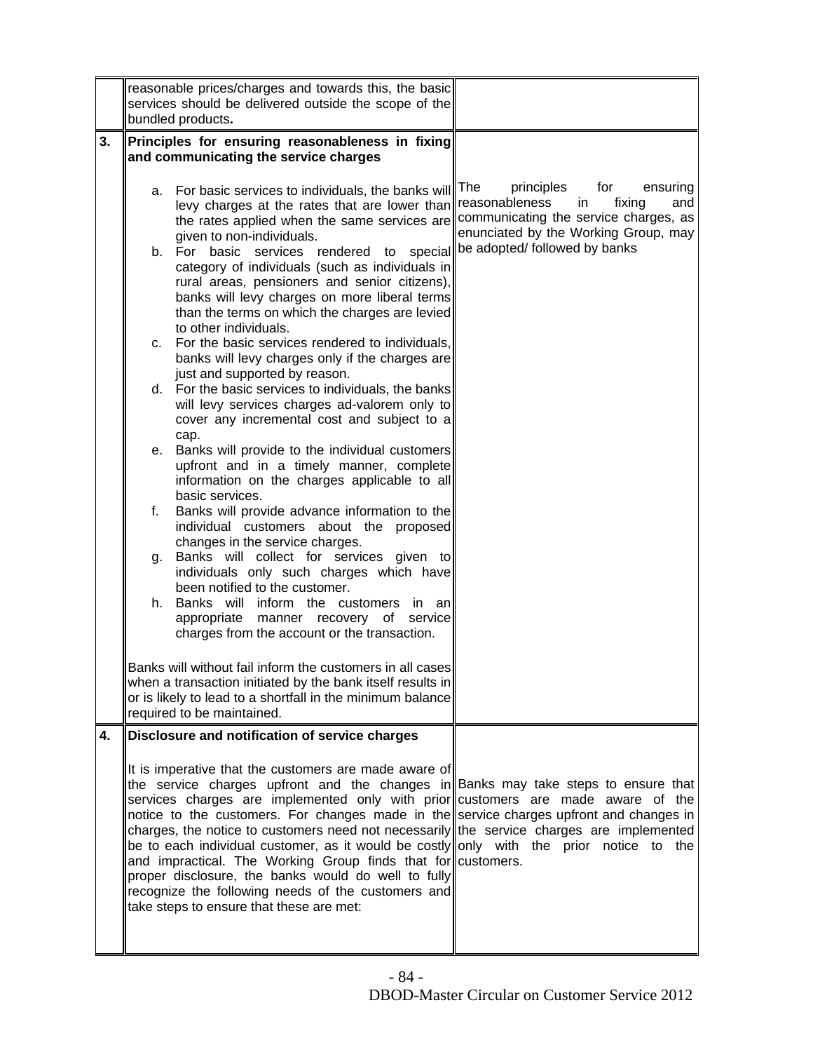| | | |
|---|---|---|
| | reasonable prices/charges and towards this, the basic services should be delivered outside the scope of the bundled products**.** | |
| **3.** | **Principles for ensuring reasonableness in fixing and communicating the service charges**<br><br>a. For basic services to individuals, the banks will levy charges at the rates that are lower than the rates applied when the same services are given to non-individuals.<br>b. For basic services rendered to special category of individuals (such as individuals in rural areas, pensioners and senior citizens), banks will levy charges on more liberal terms than the terms on which the charges are levied to other individuals.<br>c. For the basic services rendered to individuals, banks will levy charges only if the charges are just and supported by reason.<br>d. For the basic services to individuals, the banks will levy services charges ad-valorem only to cover any incremental cost and subject to a cap.<br>e. Banks will provide to the individual customers upfront and in a timely manner, complete information on the charges applicable to all basic services.<br>f. Banks will provide advance information to the individual customers about the proposed changes in the service charges.<br>g. Banks will collect for services given to individuals only such charges which have been notified to the customer.<br>h. Banks will inform the customers in an appropriate manner recovery of service charges from the account or the transaction.<br><br>Banks will without fail inform the customers in all cases when a transaction initiated by the bank itself results in or is likely to lead to a shortfall in the minimum balance required to be maintained. | The principles for ensuring reasonableness in fixing and communicating the service charges, as enunciated by the Working Group, may be adopted/ followed by banks |
| **4.** | **Disclosure and notification of service charges**<br><br>It is imperative that the customers are made aware of the service charges upfront and the changes in services charges are implemented only with prior notice to the customers. For changes made in the charges, the notice to customers need not necessarily be to each individual customer, as it would be costly and impractical. The Working Group finds that for proper disclosure, the banks would do well to fully recognize the following needs of the customers and take steps to ensure that these are met: | Banks may take steps to ensure that customers are made aware of the service charges upfront and changes in the service charges are implemented only with the prior notice to the customers. |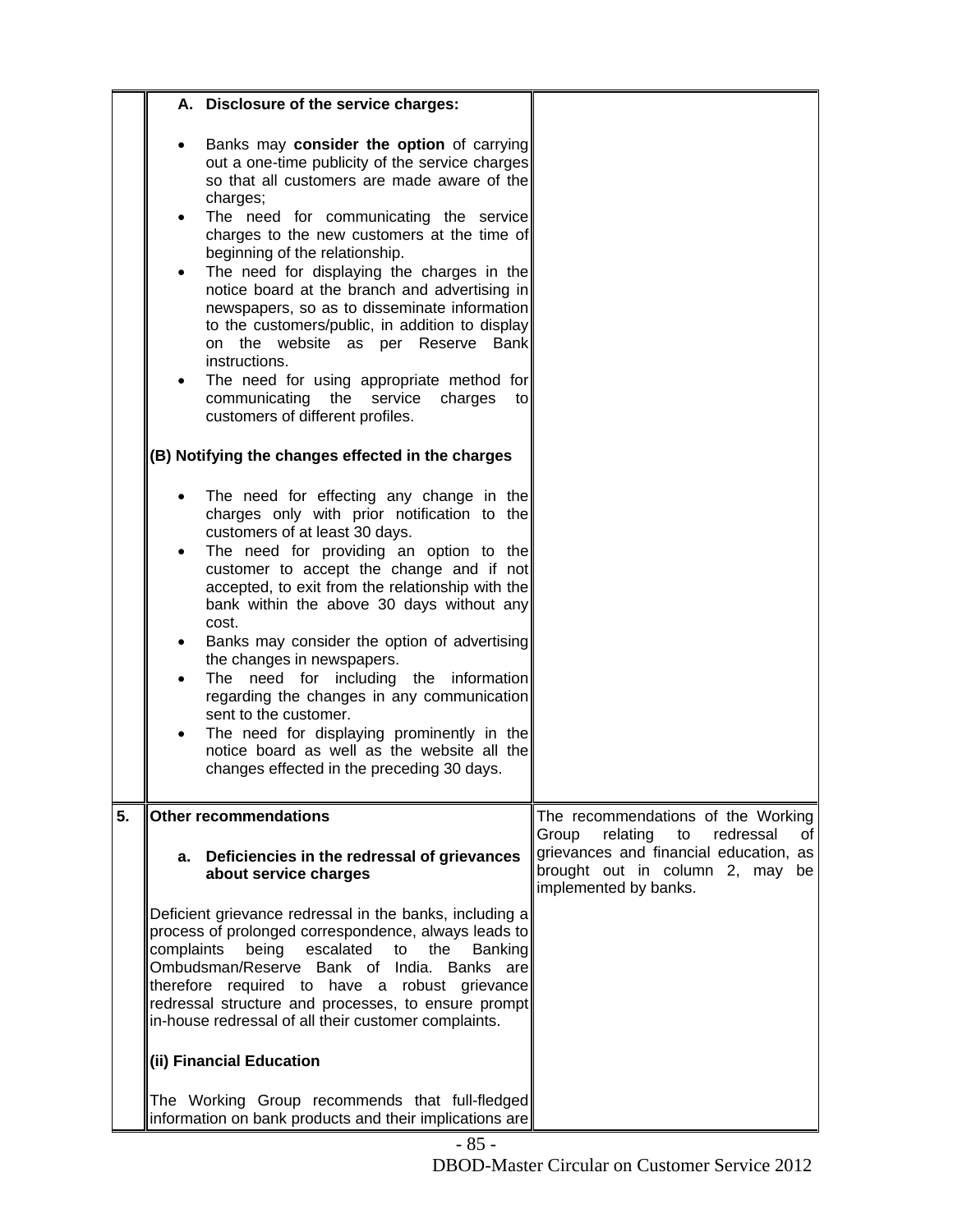| | | |
|---|---|---|
| | **A. Disclosure of the service charges:**<br><br>• Banks may **consider the option** of carrying out a one-time publicity of the service charges so that all customers are made aware of the charges;<br>• The need for communicating the service charges to the new customers at the time of beginning of the relationship.<br>• The need for displaying the charges in the notice board at the branch and advertising in newspapers, so as to disseminate information to the customers/public, in addition to display on the website as per Reserve Bank instructions.<br>• The need for using appropriate method for communicating the service charges to customers of different profiles.<br><br>**(B) Notifying the changes effected in the charges**<br><br>• The need for effecting any change in the charges only with prior notification to the customers of at least 30 days.<br>• The need for providing an option to the customer to accept the change and if not accepted, to exit from the relationship with the bank within the above 30 days without any cost.<br>• Banks may consider the option of advertising the changes in newspapers.<br>• The need for including the information regarding the changes in any communication sent to the customer.<br>• The need for displaying prominently in the notice board as well as the website all the changes effected in the preceding 30 days. | |
| 5. | **Other recommendations**<br><br>**a. Deficiencies in the redressal of grievances about service charges**<br><br>Deficient grievance redressal in the banks, including a process of prolonged correspondence, always leads to complaints being escalated to the Banking Ombudsman/Reserve Bank of India. Banks are therefore required to have a robust grievance redressal structure and processes, to ensure prompt in-house redressal of all their customer complaints.<br><br>**(ii) Financial Education**<br><br>The Working Group recommends that full-fledged information on bank products and their implications are | The recommendations of the Working Group relating to redressal of grievances and financial education, as brought out in column 2, may be implemented by banks. |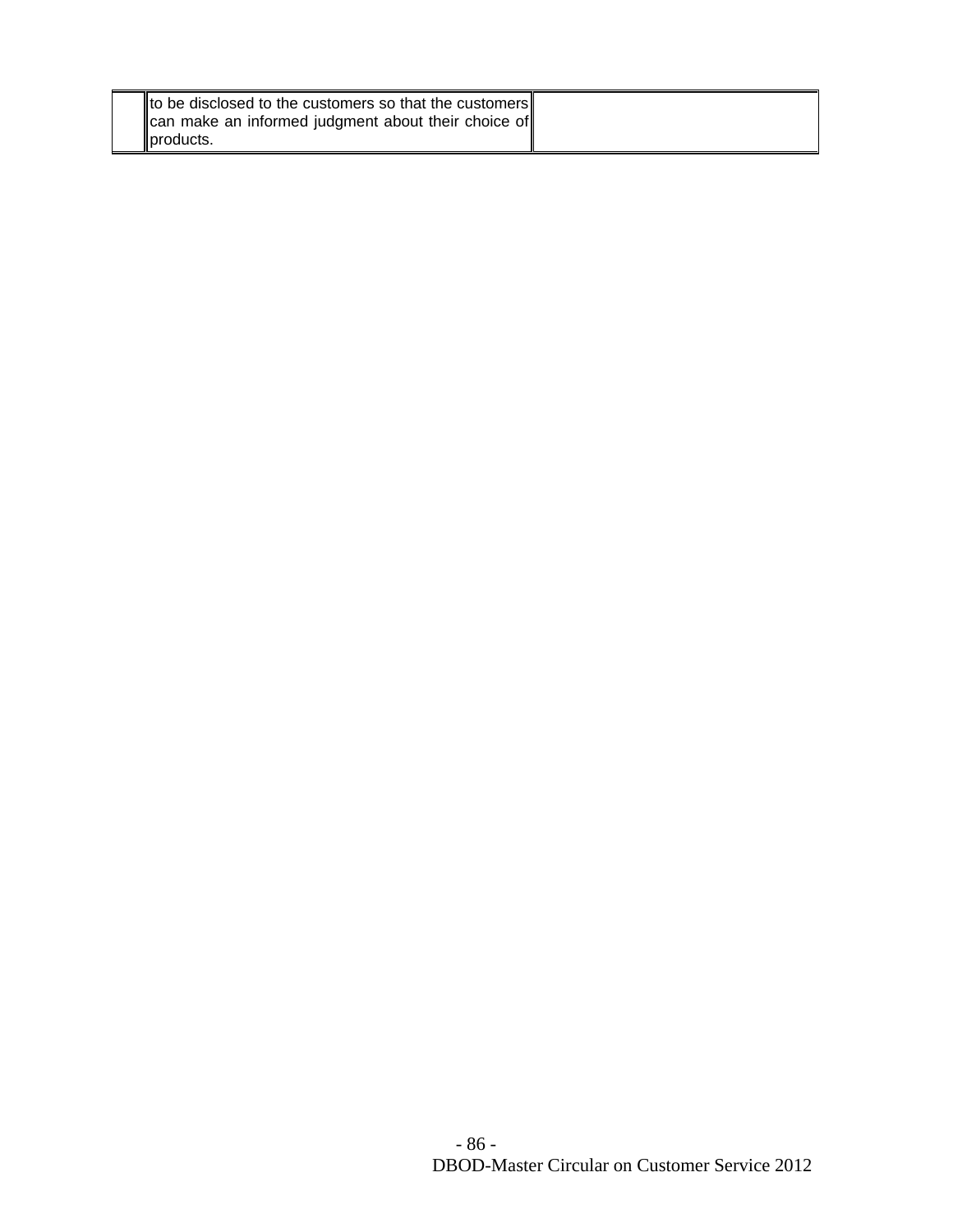| | | |
|---|---|---|
| | to be disclosed to the customers so that the customers can make an informed judgment about their choice of products. | |